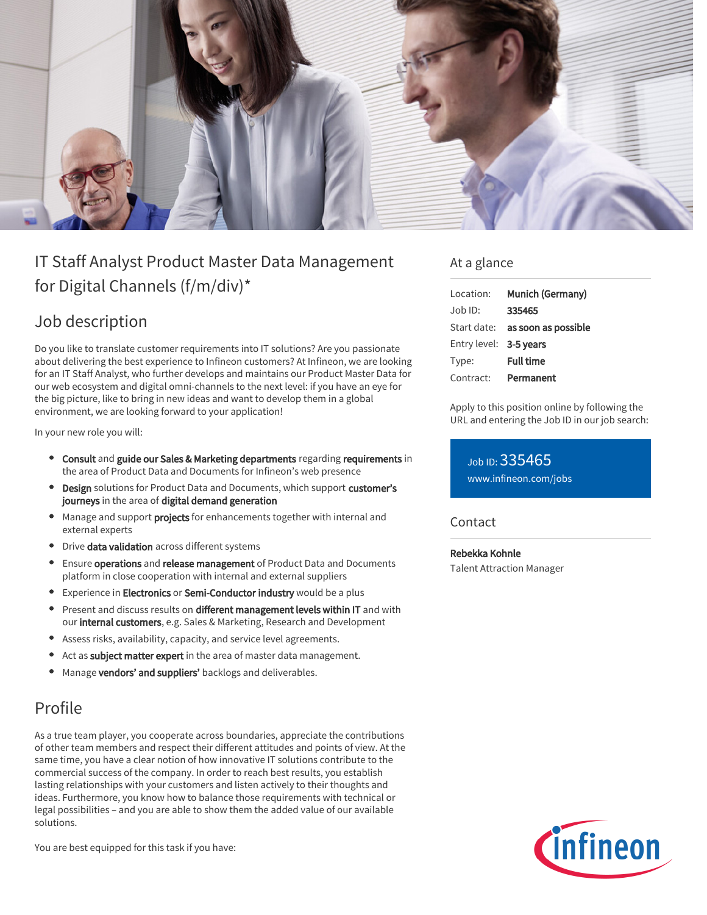# IT Staff Analyst Product Master Data Management for Digital Channels (f/m/div)*

## Job description

Do you like to translate customer requirements into IT solutions? Are you passionate about delivering the best experience to Infineon customers? At Infineon, we are looking for an IT Staff Analyst, who further develops and maintains our Product Master Data for our web ecosystem and digital omni-channels to the next level: if you have an eye for the big picture, like to bring in new ideas and want to develop them in a global environment, we are looking forward to your application!

In your new role you will:

- **Consult** and **guide our Sales & Marketing departments** regarding **requirements** in the area of Product Data and Documents for Infineon's web presence
- **Design** solutions for Product Data and Documents, which support **customer's journeys** in the area of **digital demand generation**
- Manage and support **projects** for enhancements together with internal and external experts
- Drive **data validation** across different systems
- Ensure **operations** and **release management** of Product Data and Documents platform in close cooperation with internal and external suppliers
- Experience in **Electronics** or **Semi-Conductor industry** would be a plus
- Present and discuss results on **different management levels within IT** and with our **internal customers**, e.g. Sales & Marketing, Research and Development
- Assess risks, availability, capacity, and service level agreements.
- Act as **subject matter expert** in the area of master data management.
- Manage **vendors' and suppliers'** backlogs and deliverables.

## Profile

As a true team player, you cooperate across boundaries, appreciate the contributions of other team members and respect their different attitudes and points of view. At the same time, you have a clear notion of how innovative IT solutions contribute to the commercial success of the company. In order to reach best results, you establish lasting relationships with your customers and listen actively to their thoughts and ideas. Furthermore, you know how to balance those requirements with technical or legal possibilities – and you are able to show them the added value of our available solutions.

You are best equipped for this task if you have:

## At a glance

| | |
|---|---|
| Location: | **Munich (Germany)** |
| Job ID: | **335465** |
| Start date: | **as soon as possible** |
| Entry level: | **3-5 years** |
| Type: | **Full time** |
| Contract: | **Permanent** |

Apply to this position online by following the URL and entering the Job ID in our job search:

Job ID: 335465
www.infineon.com/jobs

## Contact

**Rebekka Kohnle**
Talent Attraction Manager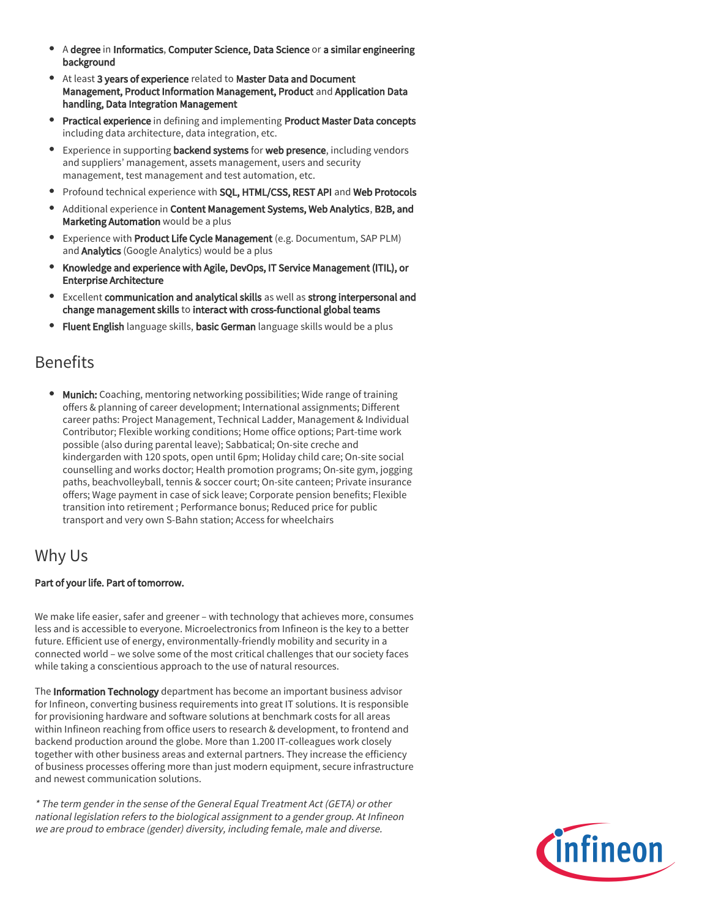- A **degree** in **Informatics**, **Computer Science, Data Science** or **a similar engineering background**
- At least **3 years of experience** related to **Master Data and Document Management, Product Information Management, Product** and **Application Data handling, Data Integration Management**
- **Practical experience** in defining and implementing **Product Master Data concepts** including data architecture, data integration, etc.
- Experience in supporting **backend systems** for **web presence**, including vendors and suppliers' management, assets management, users and security management, test management and test automation, etc.
- Profound technical experience with **SQL, HTML/CSS, REST API** and **Web Protocols**
- Additional experience in **Content Management Systems, Web Analytics**, **B2B, and Marketing Automation** would be a plus
- Experience with **Product Life Cycle Management** (e.g. Documentum, SAP PLM) and **Analytics** (Google Analytics) would be a plus
- **Knowledge and experience with Agile, DevOps, IT Service Management (ITIL), or Enterprise Architecture**
- Excellent **communication and analytical skills** as well as **strong interpersonal and change management skills** to **interact with cross-functional global teams**
- **Fluent English** language skills, **basic German** language skills would be a plus

## Benefits

- **Munich:** Coaching, mentoring networking possibilities; Wide range of training offers & planning of career development; International assignments; Different career paths: Project Management, Technical Ladder, Management & Individual Contributor; Flexible working conditions; Home office options; Part-time work possible (also during parental leave); Sabbatical; On-site creche and kindergarden with 120 spots, open until 6pm; Holiday child care; On-site social counselling and works doctor; Health promotion programs; On-site gym, jogging paths, beachvolleyball, tennis & soccer court; On-site canteen; Private insurance offers; Wage payment in case of sick leave; Corporate pension benefits; Flexible transition into retirement ; Performance bonus; Reduced price for public transport and very own S-Bahn station; Access for wheelchairs

## Why Us

**Part of your life. Part of tomorrow.**

We make life easier, safer and greener – with technology that achieves more, consumes less and is accessible to everyone. Microelectronics from Infineon is the key to a better future. Efficient use of energy, environmentally-friendly mobility and security in a connected world – we solve some of the most critical challenges that our society faces while taking a conscientious approach to the use of natural resources.

The **Information Technology** department has become an important business advisor for Infineon, converting business requirements into great IT solutions. It is responsible for provisioning hardware and software solutions at benchmark costs for all areas within Infineon reaching from office users to research & development, to frontend and backend production around the globe. More than 1.200 IT-colleagues work closely together with other business areas and external partners. They increase the efficiency of business processes offering more than just modern equipment, secure infrastructure and newest communication solutions.

*\* The term gender in the sense of the General Equal Treatment Act (GETA) or other national legislation refers to the biological assignment to a gender group. At Infineon we are proud to embrace (gender) diversity, including female, male and diverse.*

infineon